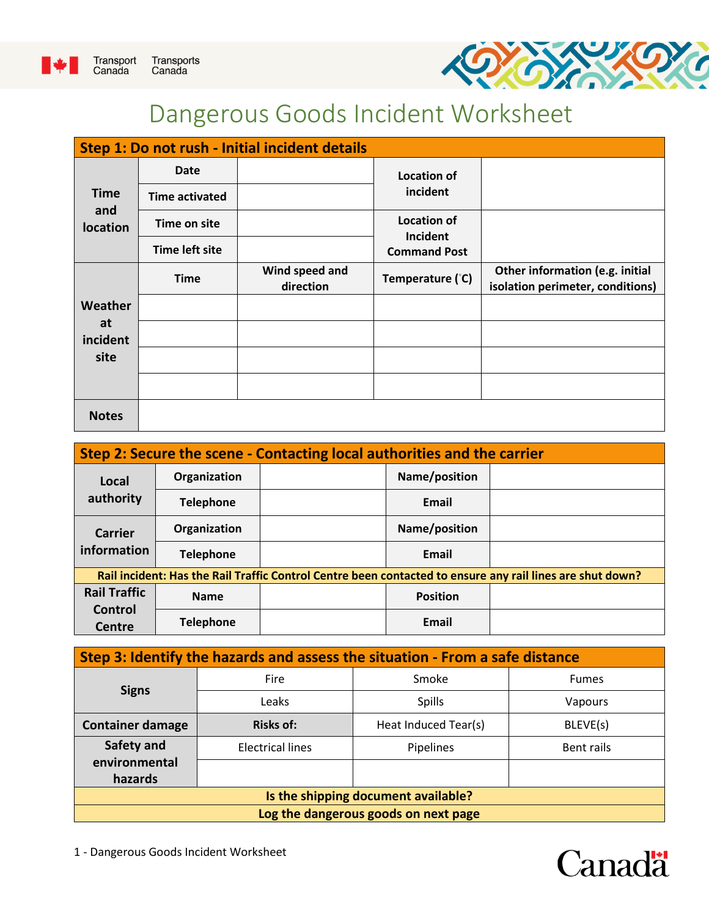# Dangerous Goods Incident Worksheet

## Step 1: Do not rush - Initial incident details

| | | | | |
|---|---|---|---|---|
| **Time and location** | **Date** | | **Location of incident** | |
| | **Time activated** | | | |
| | **Time on site** | | **Location of Incident Command Post** | |
| | **Time left site** | | | |
| **Weather at incident site** | **Time** | **Wind speed and direction** | **Temperature (˚C)** | **Other information (e.g. initial isolation perimeter, conditions)** |
| | | | | |
| | | | | |
| | | | | |
| | | | | |
| **Notes** | | | | |

## Step 2: Secure the scene - Contacting local authorities and the carrier

| | | | | |
|---|---|---|---|---|
| **Local authority** | **Organization** | | **Name/position** | |
| | **Telephone** | | **Email** | |
| **Carrier information** | **Organization** | | **Name/position** | |
| | **Telephone** | | **Email** | |
| **Rail incident: Has the Rail Traffic Control Centre been contacted to ensure any rail lines are shut down?** | | | | |
| **Rail Traffic Control Centre** | **Name** | | **Position** | |
| | **Telephone** | | **Email** | |

## Step 3: Identify the hazards and assess the situation - From a safe distance

| | | | |
|---|---|---|---|
| **Signs** | Fire | Smoke | Fumes |
| | Leaks | Spills | Vapours |
| **Container damage** | **Risks of:** | Heat Induced Tear(s) | BLEVE(s) |
| **Safety and environmental hazards** | Electrical lines | Pipelines | Bent rails |
| | | | |
| **Is the shipping document available?** | | | |
| **Log the dangerous goods on next page** | | | |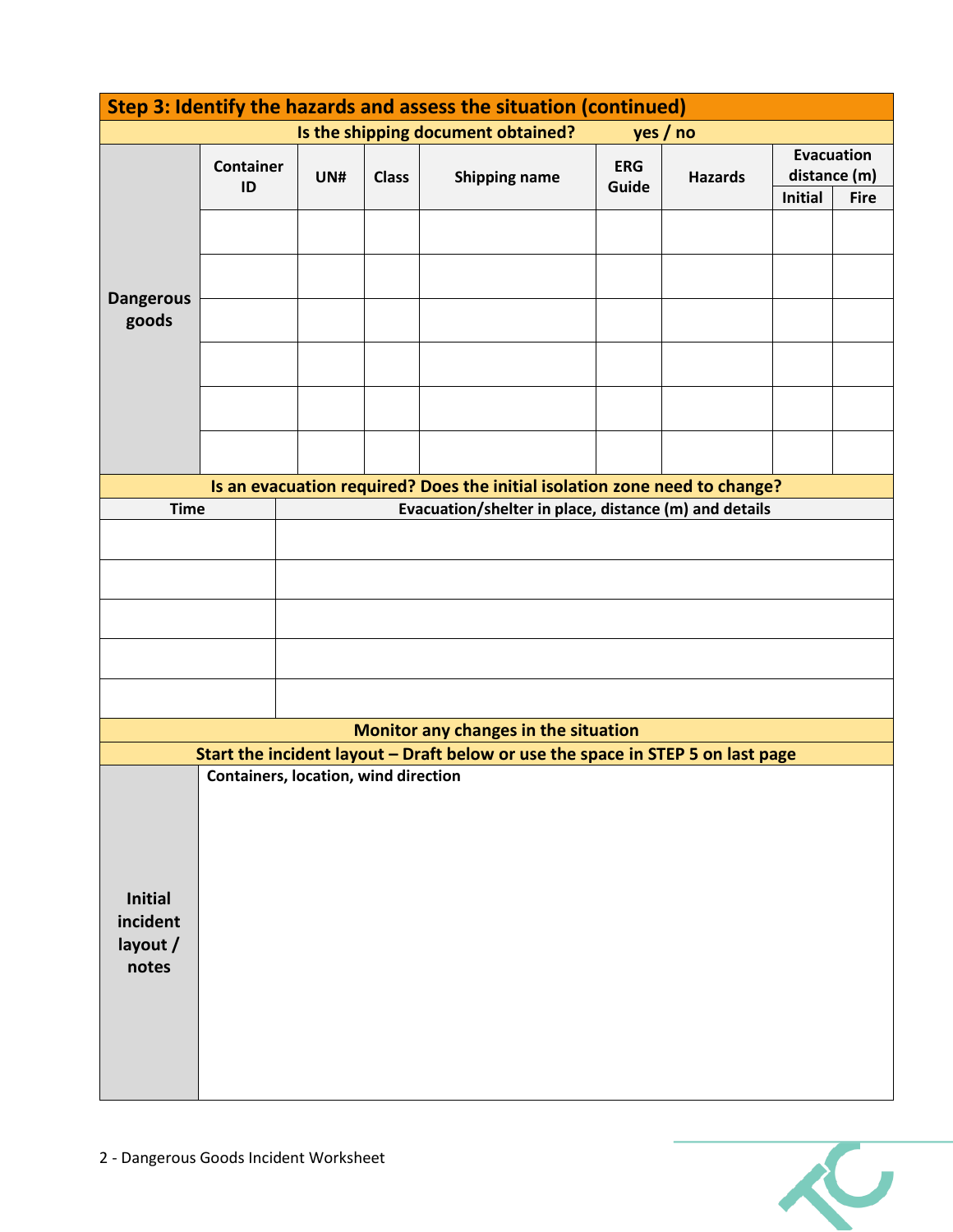## Step 3: Identify the hazards and assess the situation (continued)

**Is the shipping document obtained? yes / no**

| | Container ID | UN# | Class | Shipping name | ERG Guide | Hazards | Evacuation distance (m) | |
|---|---|---|---|---|---|---|---|---|
| | | | | | | | Initial | Fire |
| **Dangerous goods** | | | | | | | | |
| | | | | | | | | |
| | | | | | | | | |
| | | | | | | | | |
| | | | | | | | | |
| | | | | | | | | |

**Is an evacuation required? Does the initial isolation zone need to change?**

| Time | Evacuation/shelter in place, distance (m) and details |
|---|---|
| | |
| | |
| | |
| | |
| | |

**Monitor any changes in the situation**

**Start the incident layout – Draft below or use the space in STEP 5 on last page**

| **Initial incident layout / notes** | **Containers, location, wind direction** |
|---|---|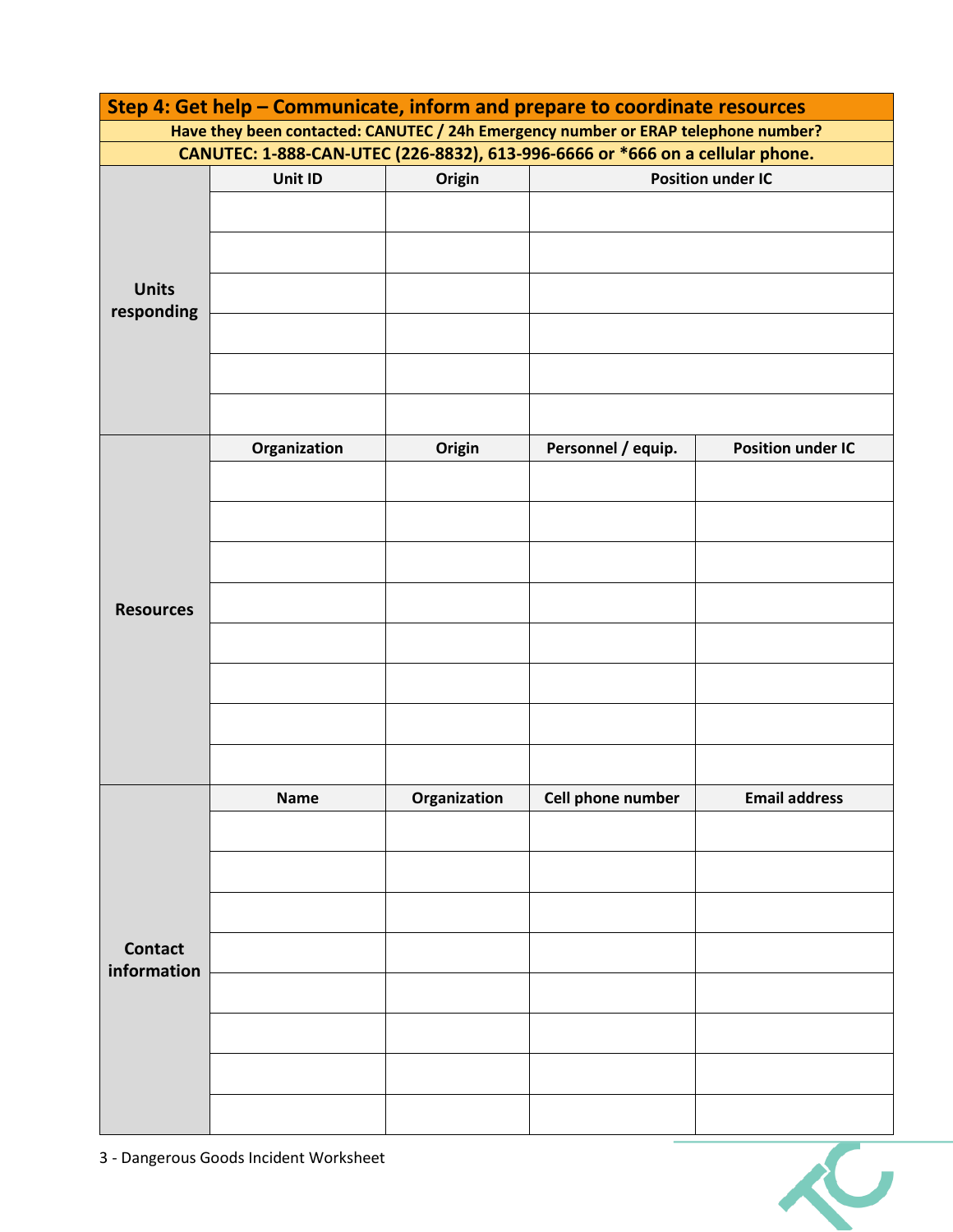## Step 4: Get help – Communicate, inform and prepare to coordinate resources

**Have they been contacted: CANUTEC / 24h Emergency number or ERAP telephone number?**

**CANUTEC: 1-888-CAN-UTEC (226-8832), 613-996-6666 or *666 on a cellular phone.**

| Units responding | Unit ID | Origin | Position under IC |
|---|---|---|---|
| | | | |
| | | | |
| | | | |
| | | | |
| | | | |
| | | | |

| Resources | Organization | Origin | Personnel / equip. | Position under IC |
|---|---|---|---|---|
| | | | | |
| | | | | |
| | | | | |
| | | | | |
| | | | | |
| | | | | |
| | | | | |
| | | | | |

| Contact information | Name | Organization | Cell phone number | Email address |
|---|---|---|---|---|
| | | | | |
| | | | | |
| | | | | |
| | | | | |
| | | | | |
| | | | | |
| | | | | |
| | | | | |

3 - Dangerous Goods Incident Worksheet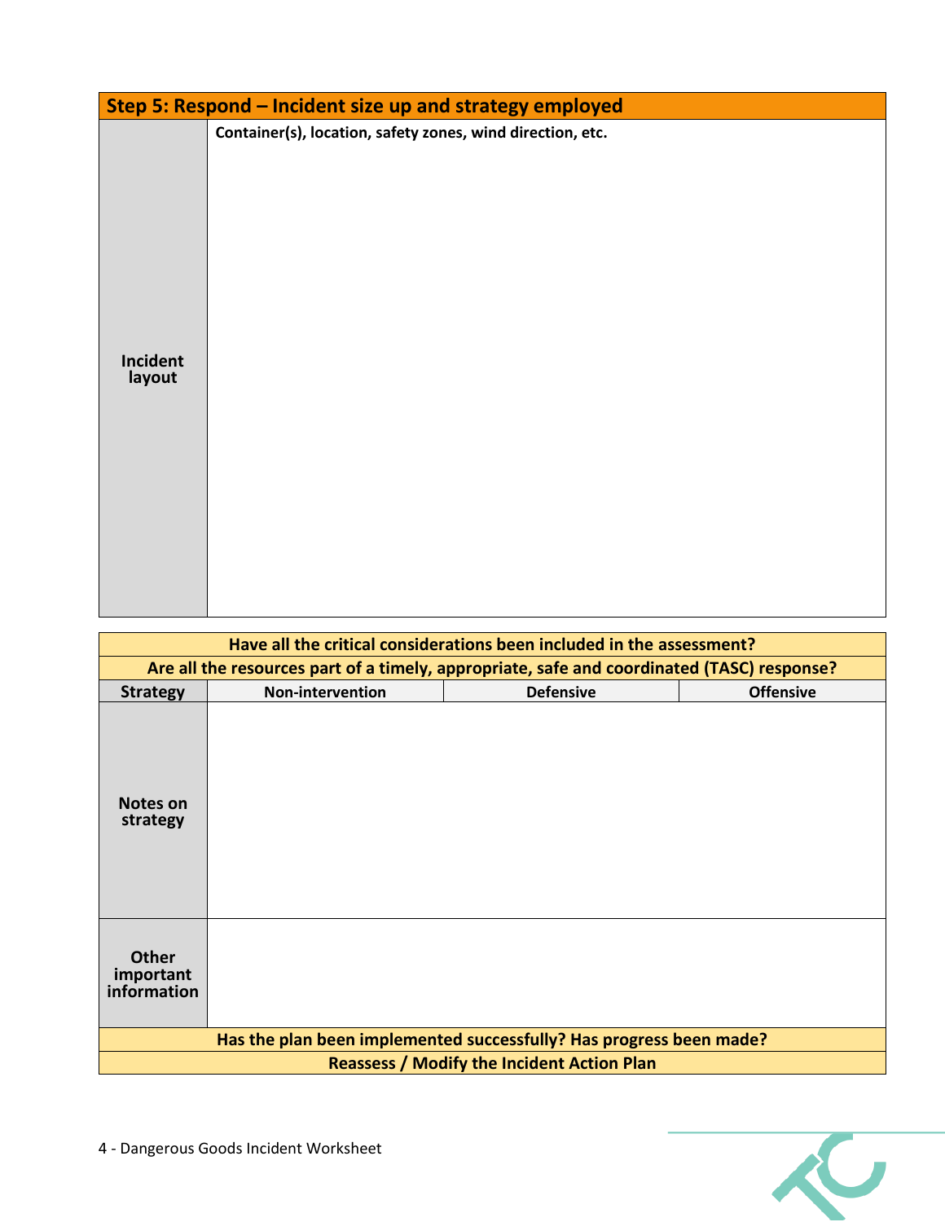| Step 5: Respond – Incident size up and strategy employed | |
|---|---|
| **Incident layout** | **Container(s), location, safety zones, wind direction, etc.** |

| Have all the critical considerations been included in the assessment? | | | |
|---|---|---|---|
| **Are all the resources part of a timely, appropriate, safe and coordinated (TASC) response?** | | | |
| **Strategy** | **Non-intervention** | **Defensive** | **Offensive** |
| **Notes on strategy** | | | |
| **Other important information** | | | |
| **Has the plan been implemented successfully? Has progress been made?** | | | |
| **Reassess / Modify the Incident Action Plan** | | | |